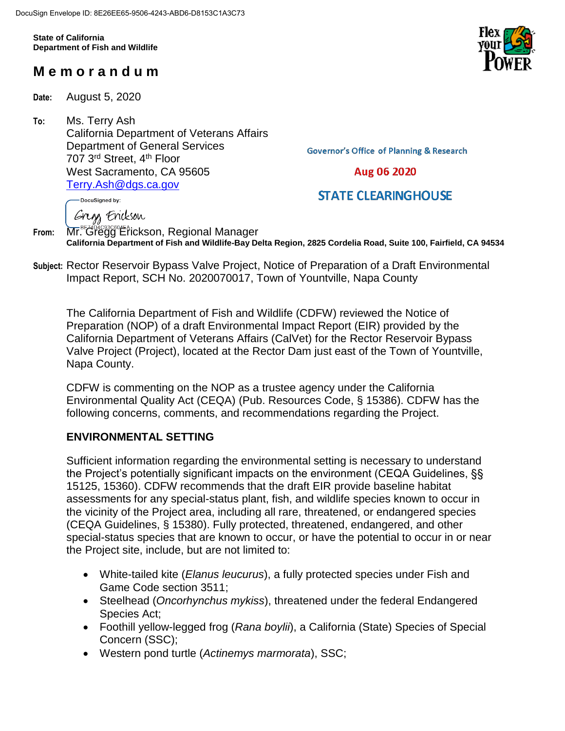DocuSign Envelope ID: 8E26EE65-9506-4243-ABD6-D8153C1A3C73

**State of California**
**Department of Fish and Wildlife**

# M e m o r a n d u m

**Date:** August 5, 2020

**To:** Ms. Terry Ash
California Department of Veterans Affairs
Department of General Services
707 3rd Street, 4th Floor
West Sacramento, CA 95605
Terry.Ash@dgs.ca.gov

Governor's Office of Planning & Research

Aug 06 2020

STATE CLEARINGHOUSE

DocuSigned by:
Gregg Erickson

**From:** Mr. Gregg Erickson, Regional Manager
**California Department of Fish and Wildlife-Bay Delta Region, 2825 Cordelia Road, Suite 100, Fairfield, CA 94534**

**Subject:** Rector Reservoir Bypass Valve Project, Notice of Preparation of a Draft Environmental Impact Report, SCH No. 2020070017, Town of Yountville, Napa County

The California Department of Fish and Wildlife (CDFW) reviewed the Notice of Preparation (NOP) of a draft Environmental Impact Report (EIR) provided by the California Department of Veterans Affairs (CalVet) for the Rector Reservoir Bypass Valve Project (Project), located at the Rector Dam just east of the Town of Yountville, Napa County.

CDFW is commenting on the NOP as a trustee agency under the California Environmental Quality Act (CEQA) (Pub. Resources Code, § 15386). CDFW has the following concerns, comments, and recommendations regarding the Project.

## ENVIRONMENTAL SETTING

Sufficient information regarding the environmental setting is necessary to understand the Project's potentially significant impacts on the environment (CEQA Guidelines, §§ 15125, 15360). CDFW recommends that the draft EIR provide baseline habitat assessments for any special-status plant, fish, and wildlife species known to occur in the vicinity of the Project area, including all rare, threatened, or endangered species (CEQA Guidelines, § 15380). Fully protected, threatened, endangered, and other special-status species that are known to occur, or have the potential to occur in or near the Project site, include, but are not limited to:

- White-tailed kite (*Elanus leucurus*), a fully protected species under Fish and Game Code section 3511;
- Steelhead (*Oncorhynchus mykiss*), threatened under the federal Endangered Species Act;
- Foothill yellow-legged frog (*Rana boylii*), a California (State) Species of Special Concern (SSC);
- Western pond turtle (*Actinemys marmorata*), SSC;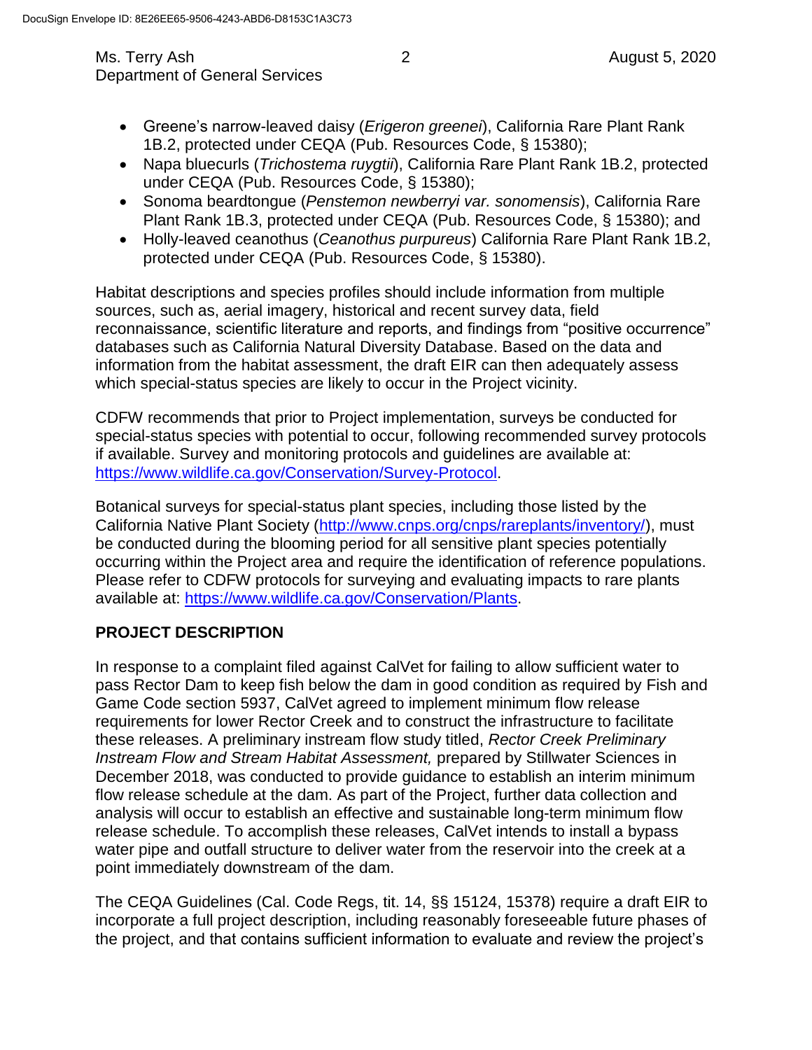- Greene's narrow-leaved daisy (*Erigeron greenei*), California Rare Plant Rank 1B.2, protected under CEQA (Pub. Resources Code, § 15380);
- Napa bluecurls (*Trichostema ruygtii*), California Rare Plant Rank 1B.2, protected under CEQA (Pub. Resources Code, § 15380);
- Sonoma beardtongue (*Penstemon newberryi var. sonomensis*), California Rare Plant Rank 1B.3, protected under CEQA (Pub. Resources Code, § 15380); and
- Holly-leaved ceanothus (*Ceanothus purpureus*) California Rare Plant Rank 1B.2, protected under CEQA (Pub. Resources Code, § 15380).

Habitat descriptions and species profiles should include information from multiple sources, such as, aerial imagery, historical and recent survey data, field reconnaissance, scientific literature and reports, and findings from "positive occurrence" databases such as California Natural Diversity Database. Based on the data and information from the habitat assessment, the draft EIR can then adequately assess which special-status species are likely to occur in the Project vicinity.

CDFW recommends that prior to Project implementation, surveys be conducted for special-status species with potential to occur, following recommended survey protocols if available. Survey and monitoring protocols and guidelines are available at: https://www.wildlife.ca.gov/Conservation/Survey-Protocol.

Botanical surveys for special-status plant species, including those listed by the California Native Plant Society (http://www.cnps.org/cnps/rareplants/inventory/), must be conducted during the blooming period for all sensitive plant species potentially occurring within the Project area and require the identification of reference populations. Please refer to CDFW protocols for surveying and evaluating impacts to rare plants available at: https://www.wildlife.ca.gov/Conservation/Plants.

**PROJECT DESCRIPTION**

In response to a complaint filed against CalVet for failing to allow sufficient water to pass Rector Dam to keep fish below the dam in good condition as required by Fish and Game Code section 5937, CalVet agreed to implement minimum flow release requirements for lower Rector Creek and to construct the infrastructure to facilitate these releases. A preliminary instream flow study titled, *Rector Creek Preliminary Instream Flow and Stream Habitat Assessment,* prepared by Stillwater Sciences in December 2018, was conducted to provide guidance to establish an interim minimum flow release schedule at the dam. As part of the Project, further data collection and analysis will occur to establish an effective and sustainable long-term minimum flow release schedule. To accomplish these releases, CalVet intends to install a bypass water pipe and outfall structure to deliver water from the reservoir into the creek at a point immediately downstream of the dam.

The CEQA Guidelines (Cal. Code Regs, tit. 14, §§ 15124, 15378) require a draft EIR to incorporate a full project description, including reasonably foreseeable future phases of the project, and that contains sufficient information to evaluate and review the project's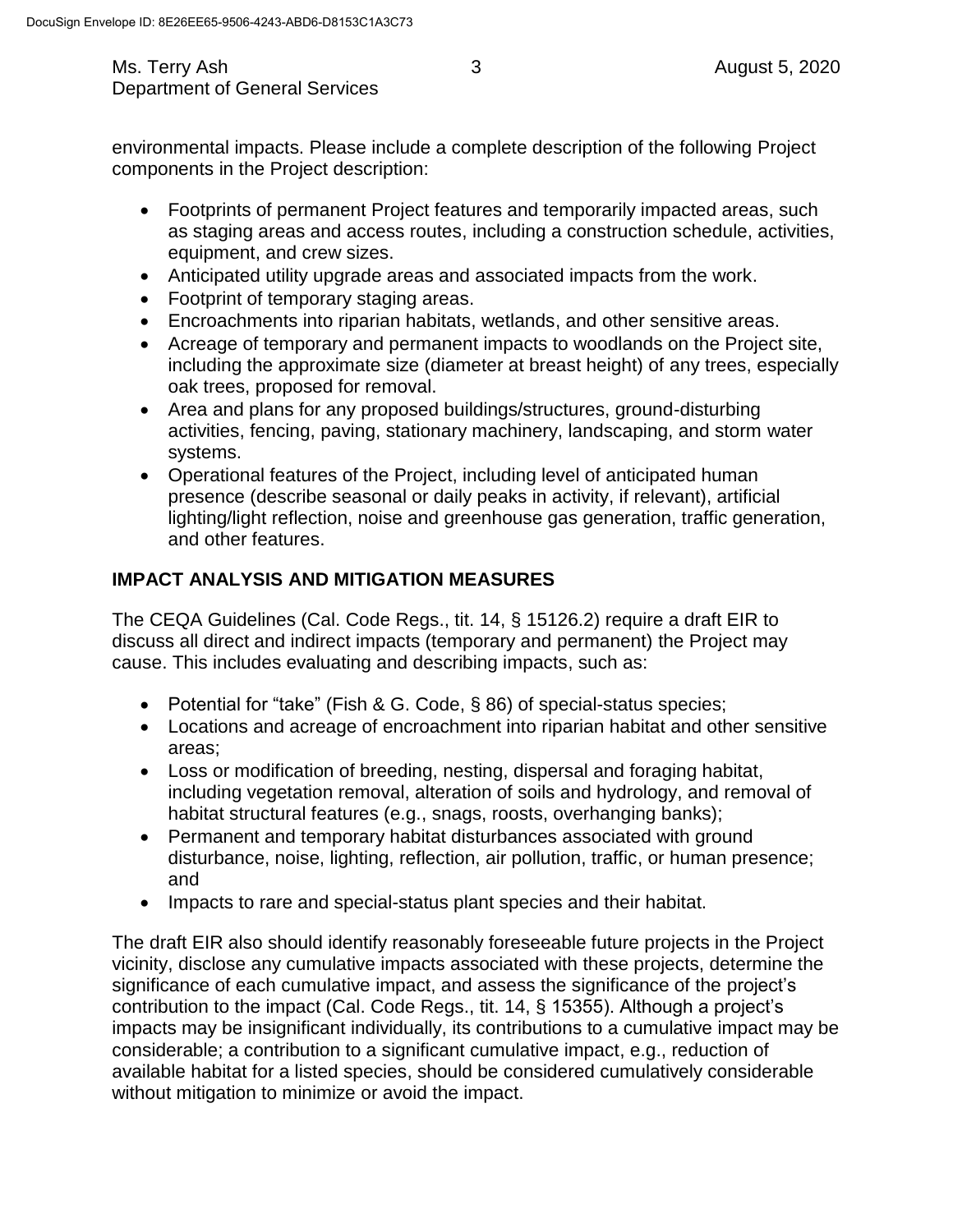environmental impacts. Please include a complete description of the following Project components in the Project description:

- Footprints of permanent Project features and temporarily impacted areas, such as staging areas and access routes, including a construction schedule, activities, equipment, and crew sizes.
- Anticipated utility upgrade areas and associated impacts from the work.
- Footprint of temporary staging areas.
- Encroachments into riparian habitats, wetlands, and other sensitive areas.
- Acreage of temporary and permanent impacts to woodlands on the Project site, including the approximate size (diameter at breast height) of any trees, especially oak trees, proposed for removal.
- Area and plans for any proposed buildings/structures, ground-disturbing activities, fencing, paving, stationary machinery, landscaping, and storm water systems.
- Operational features of the Project, including level of anticipated human presence (describe seasonal or daily peaks in activity, if relevant), artificial lighting/light reflection, noise and greenhouse gas generation, traffic generation, and other features.

## IMPACT ANALYSIS AND MITIGATION MEASURES

The CEQA Guidelines (Cal. Code Regs., tit. 14, § 15126.2) require a draft EIR to discuss all direct and indirect impacts (temporary and permanent) the Project may cause. This includes evaluating and describing impacts, such as:

- Potential for "take" (Fish & G. Code, § 86) of special-status species;
- Locations and acreage of encroachment into riparian habitat and other sensitive areas;
- Loss or modification of breeding, nesting, dispersal and foraging habitat, including vegetation removal, alteration of soils and hydrology, and removal of habitat structural features (e.g., snags, roosts, overhanging banks);
- Permanent and temporary habitat disturbances associated with ground disturbance, noise, lighting, reflection, air pollution, traffic, or human presence; and
- Impacts to rare and special-status plant species and their habitat.

The draft EIR also should identify reasonably foreseeable future projects in the Project vicinity, disclose any cumulative impacts associated with these projects, determine the significance of each cumulative impact, and assess the significance of the project's contribution to the impact (Cal. Code Regs., tit. 14, § 15355). Although a project's impacts may be insignificant individually, its contributions to a cumulative impact may be considerable; a contribution to a significant cumulative impact, e.g., reduction of available habitat for a listed species, should be considered cumulatively considerable without mitigation to minimize or avoid the impact.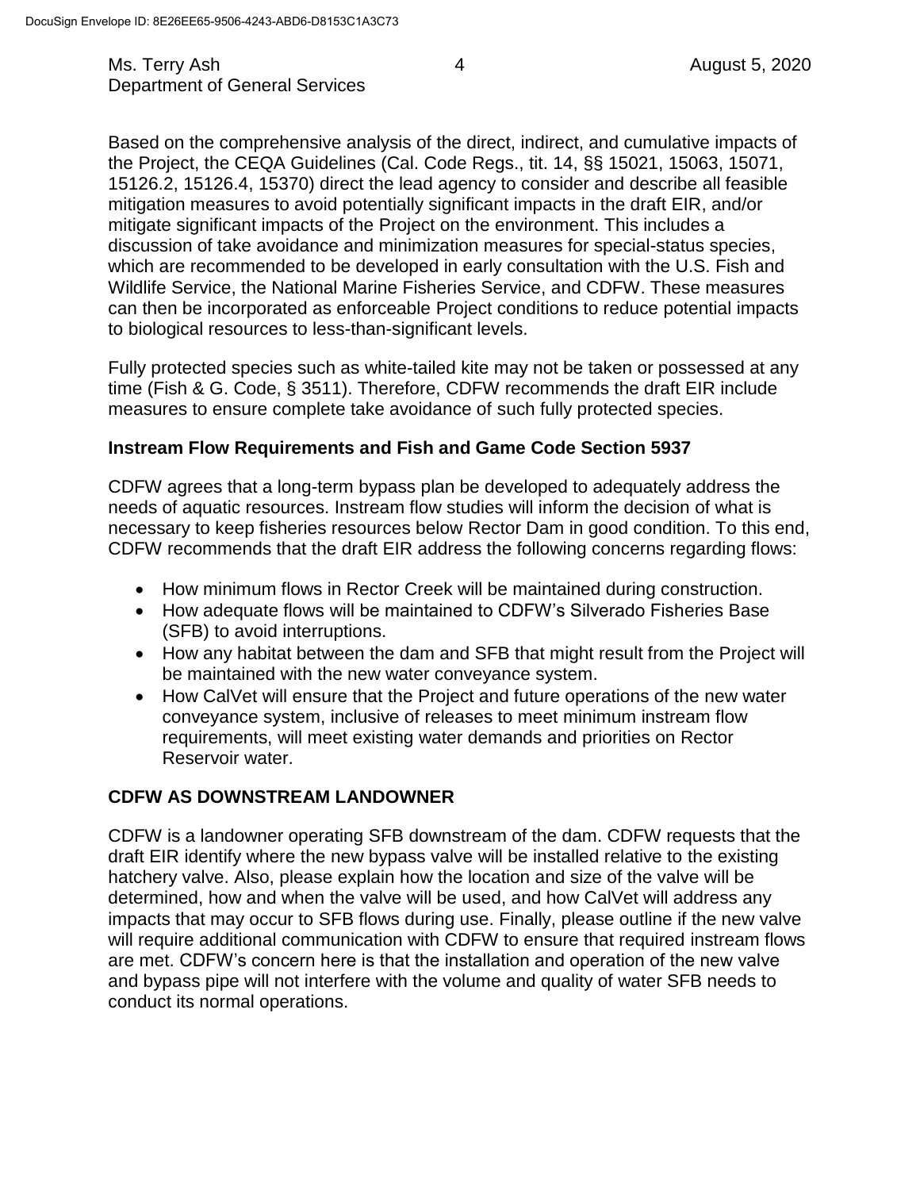Based on the comprehensive analysis of the direct, indirect, and cumulative impacts of the Project, the CEQA Guidelines (Cal. Code Regs., tit. 14, §§ 15021, 15063, 15071, 15126.2, 15126.4, 15370) direct the lead agency to consider and describe all feasible mitigation measures to avoid potentially significant impacts in the draft EIR, and/or mitigate significant impacts of the Project on the environment. This includes a discussion of take avoidance and minimization measures for special-status species, which are recommended to be developed in early consultation with the U.S. Fish and Wildlife Service, the National Marine Fisheries Service, and CDFW. These measures can then be incorporated as enforceable Project conditions to reduce potential impacts to biological resources to less-than-significant levels.

Fully protected species such as white-tailed kite may not be taken or possessed at any time (Fish & G. Code, § 3511). Therefore, CDFW recommends the draft EIR include measures to ensure complete take avoidance of such fully protected species.

**Instream Flow Requirements and Fish and Game Code Section 5937**

CDFW agrees that a long-term bypass plan be developed to adequately address the needs of aquatic resources. Instream flow studies will inform the decision of what is necessary to keep fisheries resources below Rector Dam in good condition. To this end, CDFW recommends that the draft EIR address the following concerns regarding flows:

- How minimum flows in Rector Creek will be maintained during construction.
- How adequate flows will be maintained to CDFW's Silverado Fisheries Base (SFB) to avoid interruptions.
- How any habitat between the dam and SFB that might result from the Project will be maintained with the new water conveyance system.
- How CalVet will ensure that the Project and future operations of the new water conveyance system, inclusive of releases to meet minimum instream flow requirements, will meet existing water demands and priorities on Rector Reservoir water.

**CDFW AS DOWNSTREAM LANDOWNER**

CDFW is a landowner operating SFB downstream of the dam. CDFW requests that the draft EIR identify where the new bypass valve will be installed relative to the existing hatchery valve. Also, please explain how the location and size of the valve will be determined, how and when the valve will be used, and how CalVet will address any impacts that may occur to SFB flows during use. Finally, please outline if the new valve will require additional communication with CDFW to ensure that required instream flows are met. CDFW's concern here is that the installation and operation of the new valve and bypass pipe will not interfere with the volume and quality of water SFB needs to conduct its normal operations.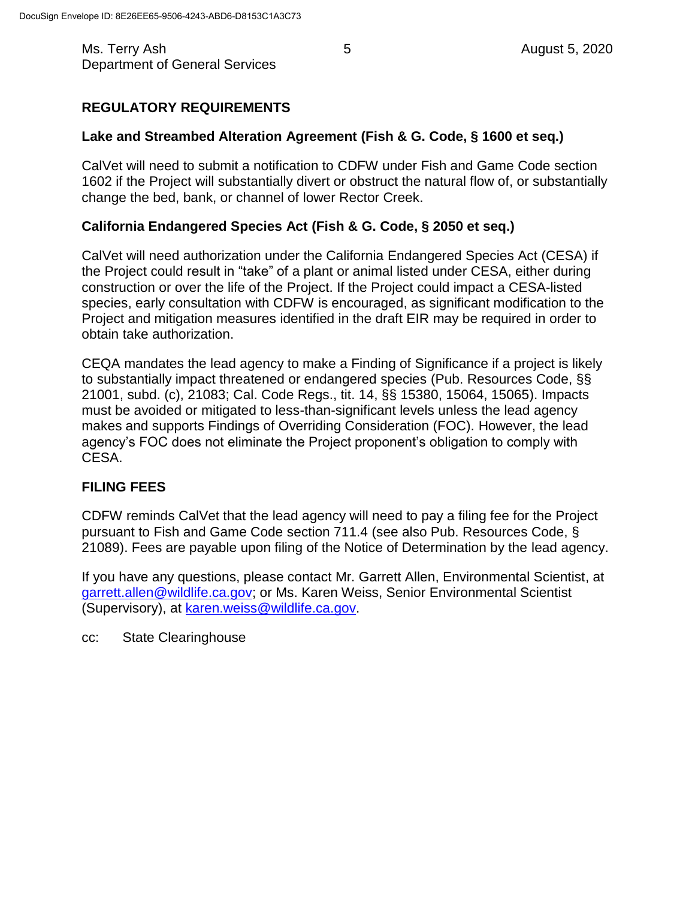## REGULATORY REQUIREMENTS

### Lake and Streambed Alteration Agreement (Fish & G. Code, § 1600 et seq.)

CalVet will need to submit a notification to CDFW under Fish and Game Code section 1602 if the Project will substantially divert or obstruct the natural flow of, or substantially change the bed, bank, or channel of lower Rector Creek.

### California Endangered Species Act (Fish & G. Code, § 2050 et seq.)

CalVet will need authorization under the California Endangered Species Act (CESA) if the Project could result in "take" of a plant or animal listed under CESA, either during construction or over the life of the Project. If the Project could impact a CESA-listed species, early consultation with CDFW is encouraged, as significant modification to the Project and mitigation measures identified in the draft EIR may be required in order to obtain take authorization.

CEQA mandates the lead agency to make a Finding of Significance if a project is likely to substantially impact threatened or endangered species (Pub. Resources Code, §§ 21001, subd. (c), 21083; Cal. Code Regs., tit. 14, §§ 15380, 15064, 15065). Impacts must be avoided or mitigated to less-than-significant levels unless the lead agency makes and supports Findings of Overriding Consideration (FOC). However, the lead agency's FOC does not eliminate the Project proponent's obligation to comply with CESA.

## FILING FEES

CDFW reminds CalVet that the lead agency will need to pay a filing fee for the Project pursuant to Fish and Game Code section 711.4 (see also Pub. Resources Code, § 21089). Fees are payable upon filing of the Notice of Determination by the lead agency.

If you have any questions, please contact Mr. Garrett Allen, Environmental Scientist, at garrett.allen@wildlife.ca.gov; or Ms. Karen Weiss, Senior Environmental Scientist (Supervisory), at karen.weiss@wildlife.ca.gov.

cc: State Clearinghouse